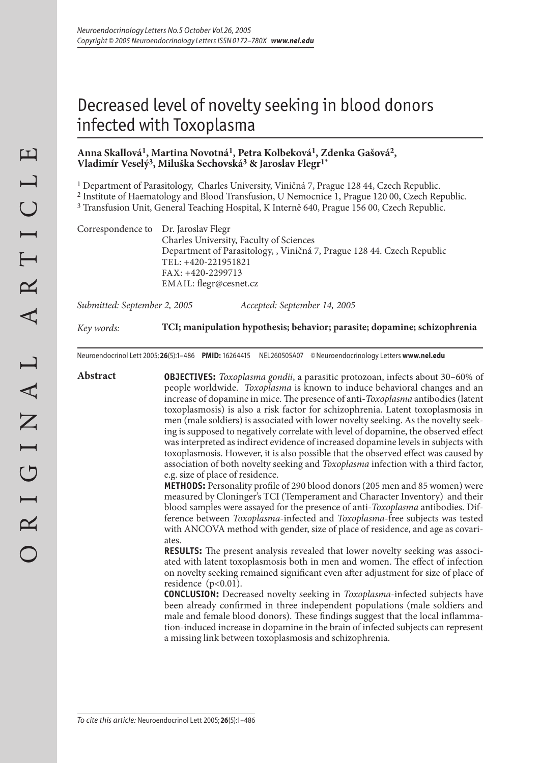# Decreased level of novelty seeking in blood donors infected with Toxoplasma

**Anna Skallová[1], Martina Novotná[1], Petra Kolbeková[1], Zdenka Gašová[2], Vladimír Veselý[3], Miluška Sechovská[3] & Jaroslav Flegr[1*]**

[1] Department of Parasitology, Charles University, Viničná 7, Prague 128 44, Czech Republic.
[2] Institute of Haematology and Blood Transfusion, U Nemocnice 1, Prague 120 00, Czech Republic.
[3] Transfusion Unit, General Teaching Hospital, K Interně 640, Prague 156 00, Czech Republic.

Correspondence to Dr. Jaroslav Flegr
Charles University, Faculty of Sciences
Department of Parasitology, , Viničná 7, Prague 128 44. Czech Republic
TEL: +420-221951821
FAX: +420-2299713
EMAIL: flegr@cesnet.cz

*Submitted: September 2, 2005* *Accepted: September 14, 2005*

*Key words:* **TCI; manipulation hypothesis; behavior; parasite; dopamine; schizophrenia**

Neuroendocrinol Lett 2005; **26**(5):1–486 **PMID:** 16264415 NEL260505A07 ©Neuroendocrinology Letters **www.nel.edu**

## Abstract

**OBJECTIVES:** *Toxoplasma gondii*, a parasitic protozoan, infects about 30–60% of people worldwide. *Toxoplasma* is known to induce behavioral changes and an increase of dopamine in mice. The presence of anti-*Toxoplasma* antibodies (latent toxoplasmosis) is also a risk factor for schizophrenia. Latent toxoplasmosis in men (male soldiers) is associated with lower novelty seeking. As the novelty seeking is supposed to negatively correlate with level of dopamine, the observed effect was interpreted as indirect evidence of increased dopamine levels in subjects with toxoplasmosis. However, it is also possible that the observed effect was caused by association of both novelty seeking and *Toxoplasma* infection with a third factor, e.g. size of place of residence.

**METHODS:** Personality profile of 290 blood donors (205 men and 85 women) were measured by Cloninger's TCI (Temperament and Character Inventory) and their blood samples were assayed for the presence of anti-*Toxoplasma* antibodies. Difference between *Toxoplasma*-infected and *Toxoplasma*-free subjects was tested with ANCOVA method with gender, size of place of residence, and age as covariates.

**RESULTS:** The present analysis revealed that lower novelty seeking was associated with latent toxoplasmosis both in men and women. The effect of infection on novelty seeking remained significant even after adjustment for size of place of residence ($p<0.01$).

**CONCLUSION:** Decreased novelty seeking in *Toxoplasma*-infected subjects have been already confirmed in three independent populations (male soldiers and male and female blood donors). These findings suggest that the local inflammation-induced increase in dopamine in the brain of infected subjects can represent a missing link between toxoplasmosis and schizophrenia.

*To cite this article:* Neuroendocrinol Lett 2005; **26**(5):1–486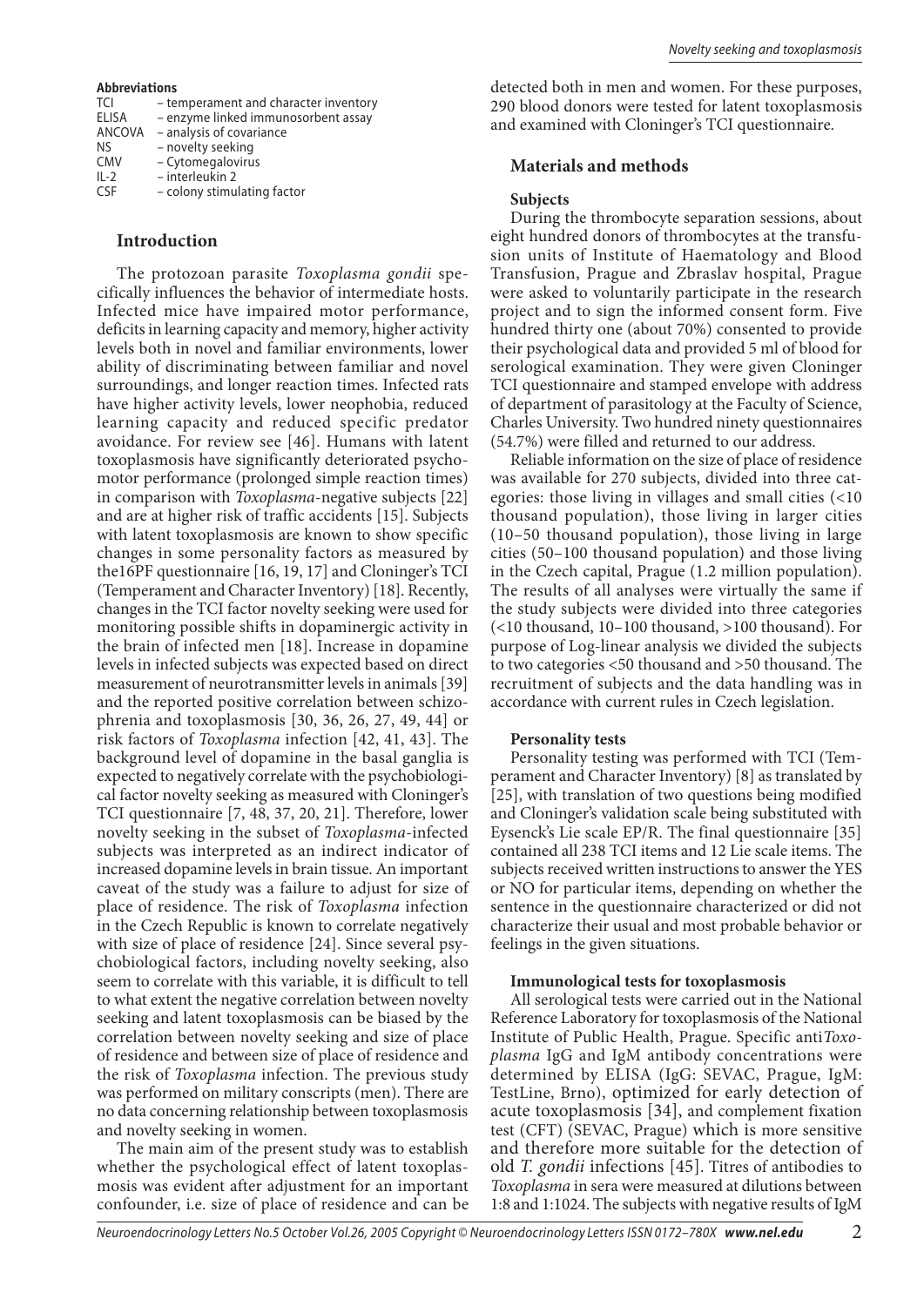**Abbreviations**

| | |
|---|---|
| TCI | – temperament and character inventory |
| ELISA | – enzyme linked immunosorbent assay |
| ANCOVA | – analysis of covariance |
| NS | – novelty seeking |
| CMV | – Cytomegalovirus |
| IL-2 | – interleukin 2 |
| CSF | – colony stimulating factor |

## Introduction

The protozoan parasite *Toxoplasma gondii* specifically influences the behavior of intermediate hosts. Infected mice have impaired motor performance, deficits in learning capacity and memory, higher activity levels both in novel and familiar environments, lower ability of discriminating between familiar and novel surroundings, and longer reaction times. Infected rats have higher activity levels, lower neophobia, reduced learning capacity and reduced specific predator avoidance. For review see [46]. Humans with latent toxoplasmosis have significantly deteriorated psychomotor performance (prolonged simple reaction times) in comparison with *Toxoplasma*-negative subjects [22] and are at higher risk of traffic accidents [15]. Subjects with latent toxoplasmosis are known to show specific changes in some personality factors as measured by the16PF questionnaire [16, 19, 17] and Cloninger's TCI (Temperament and Character Inventory) [18]. Recently, changes in the TCI factor novelty seeking were used for monitoring possible shifts in dopaminergic activity in the brain of infected men [18]. Increase in dopamine levels in infected subjects was expected based on direct measurement of neurotransmitter levels in animals [39] and the reported positive correlation between schizophrenia and toxoplasmosis [30, 36, 26, 27, 49, 44] or risk factors of *Toxoplasma* infection [42, 41, 43]. The background level of dopamine in the basal ganglia is expected to negatively correlate with the psychobiological factor novelty seeking as measured with Cloninger's TCI questionnaire [7, 48, 37, 20, 21]. Therefore, lower novelty seeking in the subset of *Toxoplasma*-infected subjects was interpreted as an indirect indicator of increased dopamine levels in brain tissue. An important caveat of the study was a failure to adjust for size of place of residence. The risk of *Toxoplasma* infection in the Czech Republic is known to correlate negatively with size of place of residence [24]. Since several psychobiological factors, including novelty seeking, also seem to correlate with this variable, it is difficult to tell to what extent the negative correlation between novelty seeking and latent toxoplasmosis can be biased by the correlation between novelty seeking and size of place of residence and between size of place of residence and the risk of *Toxoplasma* infection. The previous study was performed on military conscripts (men). There are no data concerning relationship between toxoplasmosis and novelty seeking in women.

The main aim of the present study was to establish whether the psychological effect of latent toxoplasmosis was evident after adjustment for an important confounder, i.e. size of place of residence and can be detected both in men and women. For these purposes, 290 blood donors were tested for latent toxoplasmosis and examined with Cloninger's TCI questionnaire.

## Materials and methods

### Subjects

During the thrombocyte separation sessions, about eight hundred donors of thrombocytes at the transfusion units of Institute of Haematology and Blood Transfusion, Prague and Zbraslav hospital, Prague were asked to voluntarily participate in the research project and to sign the informed consent form. Five hundred thirty one (about 70%) consented to provide their psychological data and provided 5 ml of blood for serological examination. They were given Cloninger TCI questionnaire and stamped envelope with address of department of parasitology at the Faculty of Science, Charles University. Two hundred ninety questionnaires (54.7%) were filled and returned to our address.

Reliable information on the size of place of residence was available for 270 subjects, divided into three categories: those living in villages and small cities (<10 thousand population), those living in larger cities (10–50 thousand population), those living in large cities (50–100 thousand population) and those living in the Czech capital, Prague (1.2 million population). The results of all analyses were virtually the same if the study subjects were divided into three categories (<10 thousand, 10–100 thousand, >100 thousand). For purpose of Log-linear analysis we divided the subjects to two categories <50 thousand and >50 thousand. The recruitment of subjects and the data handling was in accordance with current rules in Czech legislation.

### Personality tests

Personality testing was performed with TCI (Temperament and Character Inventory) [8] as translated by [25], with translation of two questions being modified and Cloninger's validation scale being substituted with Eysenck's Lie scale EP/R. The final questionnaire [35] contained all 238 TCI items and 12 Lie scale items. The subjects received written instructions to answer the YES or NO for particular items, depending on whether the sentence in the questionnaire characterized or did not characterize their usual and most probable behavior or feelings in the given situations.

### Immunological tests for toxoplasmosis

All serological tests were carried out in the National Reference Laboratory for toxoplasmosis of the National Institute of Public Health, Prague. Specific anti*Toxoplasma* IgG and IgM antibody concentrations were determined by ELISA (IgG: SEVAC, Prague, IgM: TestLine, Brno), optimized for early detection of acute toxoplasmosis [34], and complement fixation test (CFT) (SEVAC, Prague) which is more sensitive and therefore more suitable for the detection of old *T. gondii* infections [45]. Titres of antibodies to *Toxoplasma* in sera were measured at dilutions between 1:8 and 1:1024. The subjects with negative results of IgM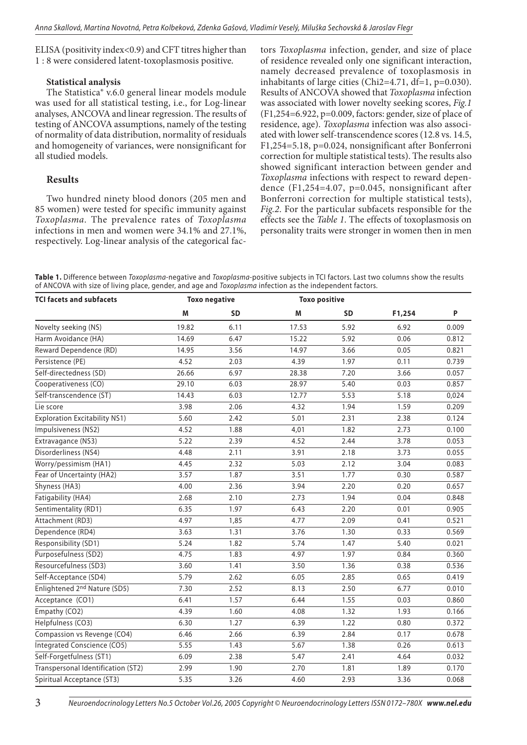ELISA (positivity index<0.9) and CFT titres higher than 1 : 8 were considered latent-toxoplasmosis positive.

### Statistical analysis

The Statistica® v.6.0 general linear models module was used for all statistical testing, i.e., for Log-linear analyses, ANCOVA and linear regression. The results of testing of ANCOVA assumptions, namely of the testing of normality of data distribution, normality of residuals and homogeneity of variances, were nonsignificant for all studied models.

## Results

Two hundred ninety blood donors (205 men and 85 women) were tested for specific immunity against *Toxoplasma*. The prevalence rates of *Toxoplasma* infections in men and women were 34.1% and 27.1%, respectively. Log-linear analysis of the categorical factors *Toxoplasma* infection, gender, and size of place of residence revealed only one significant interaction, namely decreased prevalence of toxoplasmosis in inhabitants of large cities (Chi2=4.71, df=1, p=0.030). Results of ANCOVA showed that *Toxoplasma* infection was associated with lower novelty seeking scores, *Fig.1* ($F_{1,254}$=6.922, p=0.009, factors: gender, size of place of residence, age). *Toxoplasma* infection was also associated with lower self-transcendence scores (12.8 vs. 14.5, $F_{1,254}$=5.18, p=0.024, nonsignificant after Bonferroni correction for multiple statistical tests). The results also showed significant interaction between gender and *Toxoplasma* infections with respect to reward dependence ($F_{1,254}$=4.07, p=0.045, nonsignificant after Bonferroni correction for multiple statistical tests), *Fig.2*. For the particular subfacets responsible for the effects see the *Table 1*. The effects of toxoplasmosis on personality traits were stronger in women then in men

**Table 1.** Difference between *Toxoplasma*-negative and *Toxoplasma*-positive subjects in TCI factors. Last two columns show the results of ANCOVA with size of living place, gender, and age and *Toxoplasma* infection as the independent factors.

| TCI facets and subfacets | Toxo negative | | Toxo positive | | | |
|---|---|---|---|---|---|---|
| | M | SD | M | SD | F1,254 | P |
| Novelty seeking (NS) | 19.82 | 6.11 | 17.53 | 5.92 | 6.92 | 0.009 |
| Harm Avoidance (HA) | 14.69 | 6.47 | 15.22 | 5.92 | 0.06 | 0.812 |
| Reward Dependence (RD) | 14.95 | 3.56 | 14.97 | 3.66 | 0.05 | 0.821 |
| Persistence (PE) | 4.52 | 2.03 | 4.39 | 1.97 | 0.11 | 0.739 |
| Self-directedness (SD) | 26.66 | 6.97 | 28.38 | 7.20 | 3.66 | 0.057 |
| Cooperativeness (CO) | 29.10 | 6.03 | 28.97 | 5.40 | 0.03 | 0.857 |
| Self-transcendence (ST) | 14.43 | 6.03 | 12.77 | 5.53 | 5.18 | 0,024 |
| Lie score | 3.98 | 2.06 | 4.32 | 1.94 | 1.59 | 0.209 |
| Exploration Excitability NS1) | 5.60 | 2.42 | 5.01 | 2.31 | 2.38 | 0.124 |
| Impulsiveness (NS2) | 4.52 | 1.88 | 4,01 | 1.82 | 2.73 | 0.100 |
| Extravagance (NS3) | 5.22 | 2.39 | 4.52 | 2.44 | 3.78 | 0.053 |
| Disorderliness (NS4) | 4.48 | 2.11 | 3.91 | 2.18 | 3.73 | 0.055 |
| Worry/pessimism (HA1) | 4.45 | 2.32 | 5.03 | 2.12 | 3.04 | 0.083 |
| Fear of Uncertainty (HA2) | 3.57 | 1.87 | 3.51 | 1.77 | 0.30 | 0.587 |
| Shyness (HA3) | 4.00 | 2.36 | 3.94 | 2.20 | 0.20 | 0.657 |
| Fatigability (HA4) | 2.68 | 2.10 | 2.73 | 1.94 | 0.04 | 0.848 |
| Sentimentality (RD1) | 6.35 | 1.97 | 6.43 | 2.20 | 0.01 | 0.905 |
| Attachment (RD3) | 4.97 | 1,85 | 4.77 | 2.09 | 0.41 | 0.521 |
| Dependence (RD4) | 3.63 | 1.31 | 3.76 | 1.30 | 0.33 | 0.569 |
| Responsibility (SD1) | 5.24 | 1.82 | 5.74 | 1.47 | 5.40 | 0.021 |
| Purposefulness (SD2) | 4.75 | 1.83 | 4.97 | 1.97 | 0.84 | 0.360 |
| Resourcefulness (SD3) | 3.60 | 1.41 | 3.50 | 1.36 | 0.38 | 0.536 |
| Self-Acceptance (SD4) | 5.79 | 2.62 | 6.05 | 2.85 | 0.65 | 0.419 |
| Enlightened 2nd Nature (SD5) | 7.30 | 2.52 | 8.13 | 2.50 | 6.77 | 0.010 |
| Acceptance (CO1) | 6.41 | 1.57 | 6.44 | 1.55 | 0.03 | 0.860 |
| Empathy (CO2) | 4.39 | 1.60 | 4.08 | 1.32 | 1.93 | 0.166 |
| Helpfulness (CO3) | 6.30 | 1.27 | 6.39 | 1.22 | 0.80 | 0.372 |
| Compassion vs Revenge (CO4) | 6.46 | 2.66 | 6.39 | 2.84 | 0.17 | 0.678 |
| Integrated Conscience (CO5) | 5.55 | 1.43 | 5.67 | 1.38 | 0.26 | 0.613 |
| Self-Forgetfulness (ST1) | 6.09 | 2.38 | 5.47 | 2.41 | 4.64 | 0.032 |
| Transpersonal Identification (ST2) | 2.99 | 1.90 | 2.70 | 1.81 | 1.89 | 0.170 |
| Spiritual Acceptance (ST3) | 5.35 | 3.26 | 4.60 | 2.93 | 3.36 | 0.068 |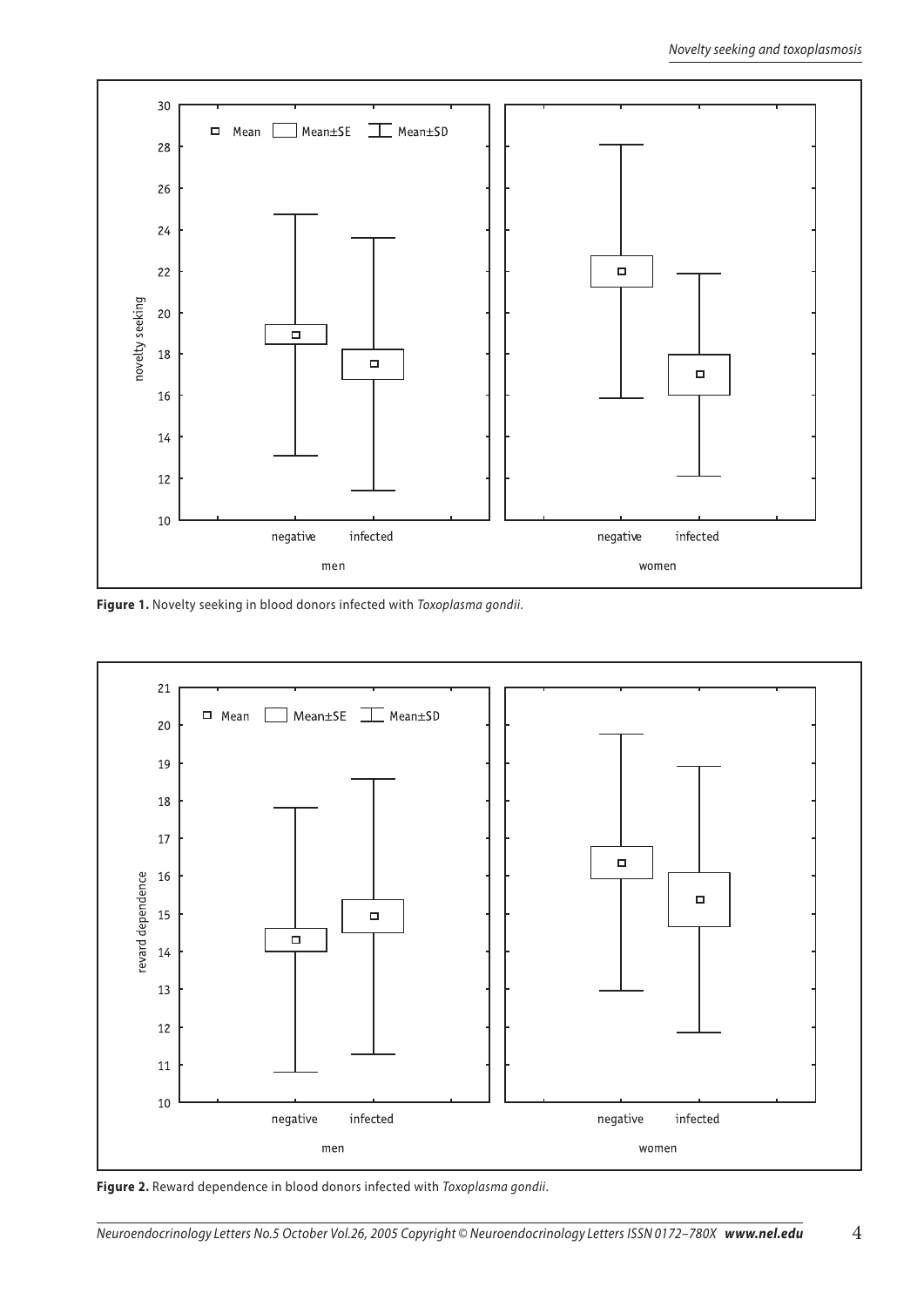Figure 1. Novelty seeking in blood donors infected with *Toxoplasma gondii*.

Figure 2. Reward dependence in blood donors infected with *Toxoplasma gondii*.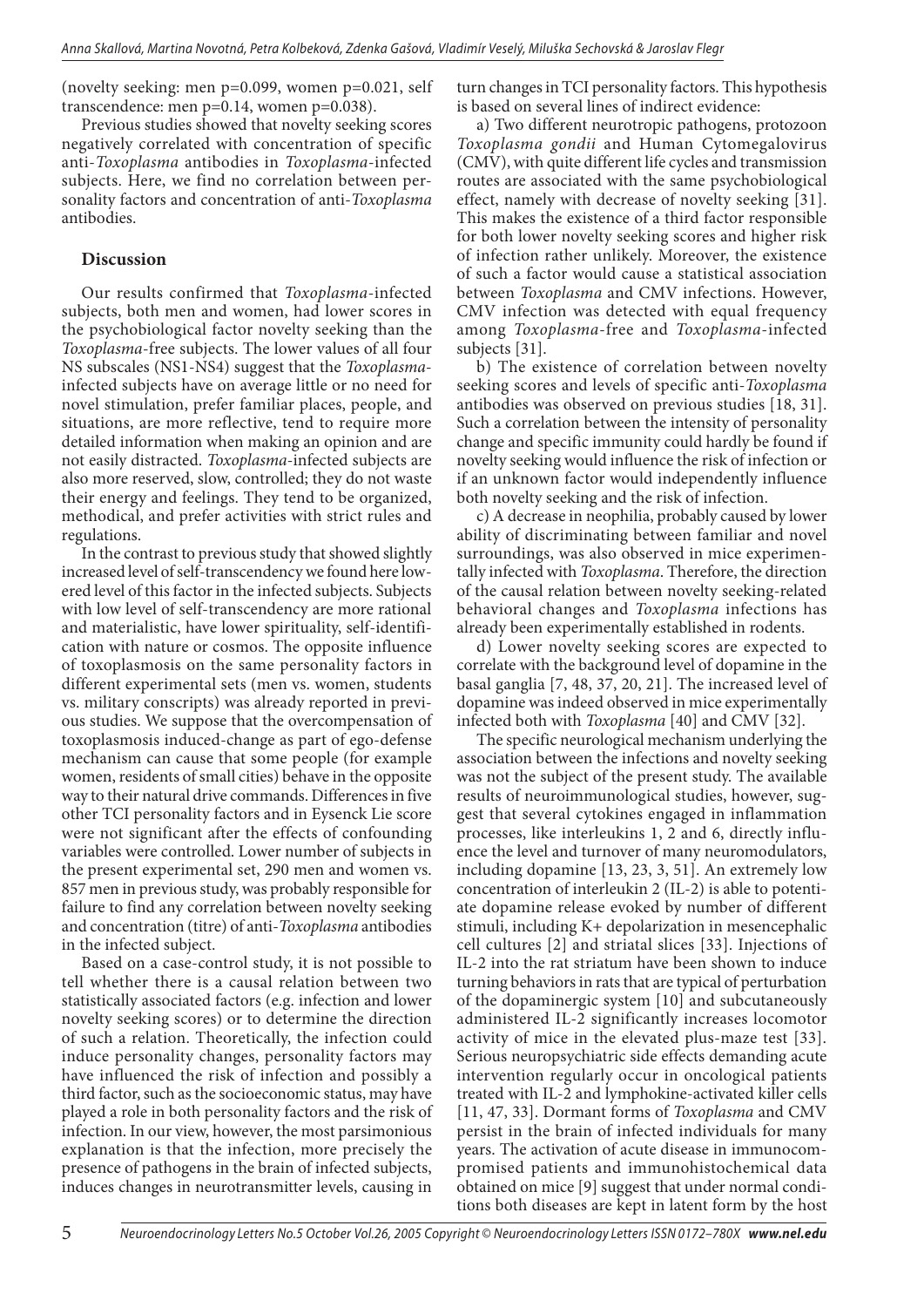(novelty seeking: men p=0.099, women p=0.021, self transcendence: men p=0.14, women p=0.038).

Previous studies showed that novelty seeking scores negatively correlated with concentration of specific anti-*Toxoplasma* antibodies in *Toxoplasma*-infected subjects. Here, we find no correlation between personality factors and concentration of anti-*Toxoplasma* antibodies.

## Discussion

Our results confirmed that *Toxoplasma*-infected subjects, both men and women, had lower scores in the psychobiological factor novelty seeking than the *Toxoplasma*-free subjects. The lower values of all four NS subscales (NS1-NS4) suggest that the *Toxoplasma*-infected subjects have on average little or no need for novel stimulation, prefer familiar places, people, and situations, are more reflective, tend to require more detailed information when making an opinion and are not easily distracted. *Toxoplasma*-infected subjects are also more reserved, slow, controlled; they do not waste their energy and feelings. They tend to be organized, methodical, and prefer activities with strict rules and regulations.

In the contrast to previous study that showed slightly increased level of self-transcendency we found here lowered level of this factor in the infected subjects. Subjects with low level of self-transcendency are more rational and materialistic, have lower spirituality, self-identification with nature or cosmos. The opposite influence of toxoplasmosis on the same personality factors in different experimental sets (men vs. women, students vs. military conscripts) was already reported in previous studies. We suppose that the overcompensation of toxoplasmosis induced-change as part of ego-defense mechanism can cause that some people (for example women, residents of small cities) behave in the opposite way to their natural drive commands. Differences in five other TCI personality factors and in Eysenck Lie score were not significant after the effects of confounding variables were controlled. Lower number of subjects in the present experimental set, 290 men and women vs. 857 men in previous study, was probably responsible for failure to find any correlation between novelty seeking and concentration (titre) of anti-*Toxoplasma* antibodies in the infected subject.

Based on a case-control study, it is not possible to tell whether there is a causal relation between two statistically associated factors (e.g. infection and lower novelty seeking scores) or to determine the direction of such a relation. Theoretically, the infection could induce personality changes, personality factors may have influenced the risk of infection and possibly a third factor, such as the socioeconomic status, may have played a role in both personality factors and the risk of infection. In our view, however, the most parsimonious explanation is that the infection, more precisely the presence of pathogens in the brain of infected subjects, induces changes in neurotransmitter levels, causing in turn changes in TCI personality factors. This hypothesis is based on several lines of indirect evidence:

a) Two different neurotropic pathogens, protozoon *Toxoplasma gondii* and Human Cytomegalovirus (CMV), with quite different life cycles and transmission routes are associated with the same psychobiological effect, namely with decrease of novelty seeking [31]. This makes the existence of a third factor responsible for both lower novelty seeking scores and higher risk of infection rather unlikely. Moreover, the existence of such a factor would cause a statistical association between *Toxoplasma* and CMV infections. However, CMV infection was detected with equal frequency among *Toxoplasma*-free and *Toxoplasma*-infected subjects [31].

b) The existence of correlation between novelty seeking scores and levels of specific anti-*Toxoplasma* antibodies was observed on previous studies [18, 31]. Such a correlation between the intensity of personality change and specific immunity could hardly be found if novelty seeking would influence the risk of infection or if an unknown factor would independently influence both novelty seeking and the risk of infection.

c) A decrease in neophilia, probably caused by lower ability of discriminating between familiar and novel surroundings, was also observed in mice experimentally infected with *Toxoplasma*. Therefore, the direction of the causal relation between novelty seeking-related behavioral changes and *Toxoplasma* infections has already been experimentally established in rodents.

d) Lower novelty seeking scores are expected to correlate with the background level of dopamine in the basal ganglia [7, 48, 37, 20, 21]. The increased level of dopamine was indeed observed in mice experimentally infected both with *Toxoplasma* [40] and CMV [32].

The specific neurological mechanism underlying the association between the infections and novelty seeking was not the subject of the present study. The available results of neuroimmunological studies, however, suggest that several cytokines engaged in inflammation processes, like interleukins 1, 2 and 6, directly influence the level and turnover of many neuromodulators, including dopamine [13, 23, 3, 51]. An extremely low concentration of interleukin 2 (IL-2) is able to potentiate dopamine release evoked by number of different stimuli, including $K^+$ depolarization in mesencephalic cell cultures [2] and striatal slices [33]. Injections of IL-2 into the rat striatum have been shown to induce turning behaviors in rats that are typical of perturbation of the dopaminergic system [10] and subcutaneously administered IL-2 significantly increases locomotor activity of mice in the elevated plus-maze test [33]. Serious neuropsychiatric side effects demanding acute intervention regularly occur in oncological patients treated with IL-2 and lymphokine-activated killer cells [11, 47, 33]. Dormant forms of *Toxoplasma* and CMV persist in the brain of infected individuals for many years. The activation of acute disease in immunocompromised patients and immunohistochemical data obtained on mice [9] suggest that under normal conditions both diseases are kept in latent form by the host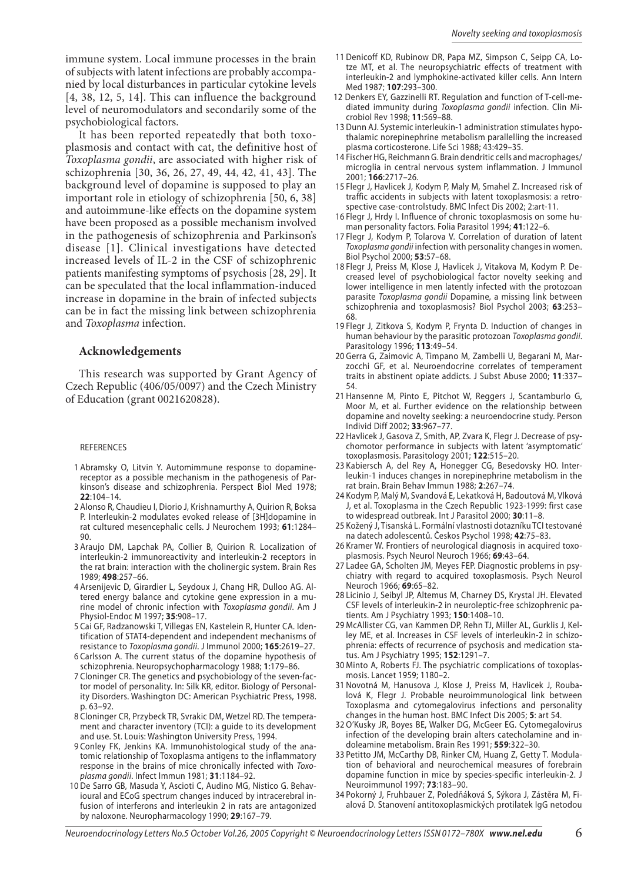immune system. Local immune processes in the brain of subjects with latent infections are probably accompanied by local disturbances in particular cytokine levels [4, 38, 12, 5, 14]. This can influence the background level of neuromodulators and secondarily some of the psychobiological factors.

It has been reported repeatedly that both toxoplasmosis and contact with cat, the definitive host of *Toxoplasma gondii*, are associated with higher risk of schizophrenia [30, 36, 26, 27, 49, 44, 42, 41, 43]. The background level of dopamine is supposed to play an important role in etiology of schizophrenia [50, 6, 38] and autoimmune-like effects on the dopamine system have been proposed as a possible mechanism involved in the pathogenesis of schizophrenia and Parkinson's disease [1]. Clinical investigations have detected increased levels of IL-2 in the CSF of schizophrenic patients manifesting symptoms of psychosis [28, 29]. It can be speculated that the local inflammation-induced increase in dopamine in the brain of infected subjects can be in fact the missing link between schizophrenia and *Toxoplasma* infection.

## Acknowledgements

This research was supported by Grant Agency of Czech Republic (406/05/0097) and the Czech Ministry of Education (grant 0021620828).

### REFERENCES

1. Abramsky O, Litvin Y. Automimmune response to dopamine-receptor as a possible mechanism in the pathogenesis of Parkinson's disease and schizophrenia. Perspect Biol Med 1978; **22**:104–14.
2. Alonso R, Chaudieu I, Diorio J, Krishnamurthy A, Quirion R, Boksa P. Interleukin-2 modulates evoked release of [3H]dopamine in rat cultured mesencephalic cells. J Neurochem 1993; **61**:1284–90.
3. Araujo DM, Lapchak PA, Collier B, Quirion R. Localization of interleukin-2 immunoreactivity and interleukin-2 receptors in the rat brain: interaction with the cholinergic system. Brain Res 1989; **498**:257–66.
4. Arsenijevic D, Girardier L, Seydoux J, Chang HR, Dulloo AG. Altered energy balance and cytokine gene expression in a murine model of chronic infection with *Toxoplasma gondii*. Am J Physiol-Endoc M 1997; **35**:908–17.
5. Cai GF, Radzanowski T, Villegas EN, Kastelein R, Hunter CA. Identification of STAT4-dependent and independent mechanisms of resistance to *Toxoplasma gondii*. J Immunol 2000; **165**:2619–27.
6. Carlsson A. The current status of the dopamine hypothesis of schizophrenia. Neuropsychopharmacology 1988; **1**:179–86.
7. Cloninger CR. The genetics and psychobiology of the seven-factor model of personality. In: Silk KR, editor. Biology of Personality Disorders. Washington DC: American Psychiatric Press, 1998. p. 63–92.
8. Cloninger CR, Przybeck TR, Svrakic DM, Wetzel RD. The temperament and character inventory (TCI): a guide to its development and use. St. Louis: Washington University Press, 1994.
9. Conley FK, Jenkins KA. Immunohistological study of the anatomic relationship of Toxoplasma antigens to the inflammatory response in the brains of mice chronically infected with *Toxoplasma gondii*. Infect Immun 1981; **31**:1184–92.
10. De Sarro GB, Masuda Y, Ascioti C, Audino MG, Nistico G. Behavioural and ECoG spectrum changes induced by intracerebral infusion of interferons and interleukin 2 in rats are antagonized by naloxone. Neuropharmacology 1990; **29**:167–79.
11. Denicoff KD, Rubinow DR, Papa MZ, Simpson C, Seipp CA, Lotze MT, et al. The neuropsychiatric effects of treatment with interleukin-2 and lymphokine-activated killer cells. Ann Intern Med 1987; **107**:293–300.
12. Denkers EY, Gazzinelli RT. Regulation and function of T-cell-mediated immunity during *Toxoplasma gondii* infection. Clin Microbiol Rev 1998; **11**:569–88.
13. Dunn AJ. Systemic interleukin-1 administration stimulates hypothalamic norepinephrine metabolism parallelling the increased plasma corticosterone. Life Sci 1988; 43:429–35.
14. Fischer HG, Reichmann G. Brain dendritic cells and macrophages/microglia in central nervous system inflammation. J Immunol 2001; **166**:2717–26.
15. Flegr J, Havlicek J, Kodym P, Maly M, Smahel Z. Increased risk of traffic accidents in subjects with latent toxoplasmosis: a retrospective case-controlstudy. BMC Infect Dis 2002; 2:art-11.
16. Flegr J, Hrdy I. Influence of chronic toxoplasmosis on some human personality factors. Folia Parasitol 1994; **41**:122–6.
17. Flegr J, Kodym P, Tolarova V. Correlation of duration of latent *Toxoplasma gondii* infection with personality changes in women. Biol Psychol 2000; **53**:57–68.
18. Flegr J, Preiss M, Klose J, Havlicek J, Vitakova M, Kodym P. Decreased level of psychobiological factor novelty seeking and lower intelligence in men latently infected with the protozoan parasite *Toxoplasma gondii* Dopamine, a missing link between schizophrenia and toxoplasmosis? Biol Psychol 2003; **63**:253–68.
19. Flegr J, Zitkova S, Kodym P, Frynta D. Induction of changes in human behaviour by the parasitic protozoan *Toxoplasma gondii*. Parasitology 1996; **113**:49–54.
20. Gerra G, Zaimovic A, Timpano M, Zambelli U, Begarani M, Marzocchi GF, et al. Neuroendocrine correlates of temperament traits in abstinent opiate addicts. J Subst Abuse 2000; **11**:337–54.
21. Hansenne M, Pinto E, Pitchot W, Reggers J, Scantamburlo G, Moor M, et al. Further evidence on the relationship between dopamine and novelty seeking: a neuroendocrine study. Person Individ Diff 2002; **33**:967–77.
22. Havlicek J, Gasova Z, Smith, AP, Zvara K, Flegr J. Decrease of psychomotor performance in subjects with latent 'asymptomatic' toxoplasmosis. Parasitology 2001; **122**:515–20.
23. Kabiersch A, del Rey A, Honegger CG, Besedovsky HO. Interleukin-1 induces changes in norepinephrine metabolism in the rat brain. Brain Behav Immun 1988; **2**:267–74.
24. Kodym P, Malý M, Svandová E, Lekatková H, Badoutová M, Vlková J, et al. Toxoplasma in the Czech Republic 1923-1999: first case to widespread outbreak. Int J Parasitol 2000; **30**:11–8.
25. Kožený J, Tisanská L. Formální vlastnosti dotazníku TCI testované na datech adolescentů. Českos Psychol 1998; **42**:75–83.
26. Kramer W. Frontiers of neurological diagnosis in acquired toxoplasmosis. Psych Neurol Neuroch 1966; **69**:43–64.
27. Ladee GA, Scholten JM, Meyes FEP. Diagnostic problems in psychiatry with regard to acquired toxoplasmosis. Psych Neurol Neuroch 1966; **69**:65–82.
28. Licinio J, Seibyl JP, Altemus M, Charney DS, Krystal JH. Elevated CSF levels of interleukin-2 in neuroleptic-free schizophrenic patients. Am J Psychiatry 1993; **150**:1408–10.
29. McAllister CG, van Kammen DP, Rehn TJ, Miller AL, Gurklis J, Kelley ME, et al. Increases in CSF levels of interleukin-2 in schizophrenia: effects of recurrence of psychosis and medication status. Am J Psychiatry 1995; **152**:1291–7.
30. Minto A, Roberts FJ. The psychiatric complications of toxoplasmosis. Lancet 1959; 1180–2.
31. Novotná M, Hanusova J, Klose J, Preiss M, Havlicek J, Roubalová K, Flegr J. Probable neuroimmunological link between Toxoplasma and cytomegalovirus infections and personality changes in the human host. BMC Infect Dis 2005; **5**: art 54.
32. O'Kusky JR, Boyes BE, Walker DG, McGeer EG. Cytomegalovirus infection of the developing brain alters catecholamine and indoleamine metabolism. Brain Res 1991; **559**:322–30.
33. Petitto JM, McCarthy DB, Rinker CM, Huang Z, Getty T. Modulation of behavioral and neurochemical measures of forebrain dopamine function in mice by species-specific interleukin-2. J Neuroimmunol 1997; **73**:183–90.
34. Pokorný J, Fruhbauer Z, Poledňáková S, Sýkora J, Zástěra M, Fialová D. Stanovení antitoxoplasmických protilatek IgG netodou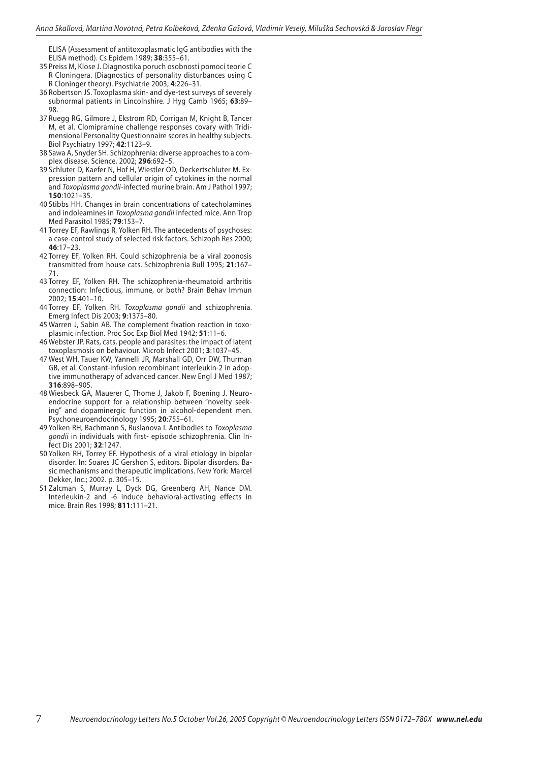ELISA (Assessment of antitoxoplasmatic IgG antibodies with the ELISA method). Cs Epidem 1989; **38**:355–61.

35 Preiss M, Klose J. Diagnostika poruch osobnosti pomocí teorie C R Cloningera. (Diagnostics of personality disturbances using C R Cloninger theory). Psychiatrie 2003; **4**:226–31.

36 Robertson JS. Toxoplasma skin- and dye-test surveys of severely subnormal patients in Lincolnshire. J Hyg Camb 1965; **63**:89–98.

37 Ruegg RG, Gilmore J, Ekstrom RD, Corrigan M, Knight B, Tancer M, et al. Clomipramine challenge responses covary with Tridimensional Personality Questionnaire scores in healthy subjects. Biol Psychiatry 1997; **42**:1123–9.

38 Sawa A, Snyder SH. Schizophrenia: diverse approaches to a complex disease. Science. 2002; **296**:692–5.

39 Schluter D, Kaefer N, Hof H, Wiestler OD, Deckertschluter M. Expression pattern and cellular origin of cytokines in the normal and *Toxoplasma gondii*-infected murine brain. Am J Pathol 1997; **150**:1021–35.

40 Stibbs HH. Changes in brain concentrations of catecholamines and indoleamines in *Toxoplasma gondii* infected mice. Ann Trop Med Parasitol 1985; **79**:153–7.

41 Torrey EF, Rawlings R, Yolken RH. The antecedents of psychoses: a case-control study of selected risk factors. Schizoph Res 2000; **46**:17–23.

42 Torrey EF, Yolken RH. Could schizophrenia be a viral zoonosis transmitted from house cats. Schizophrenia Bull 1995; **21**:167–71.

43 Torrey EF, Yolken RH. The schizophrenia-rheumatoid arthritis connection: Infectious, immune, or both? Brain Behav Immun 2002; **15**:401–10.

44 Torrey EF, Yolken RH. *Toxoplasma gondii* and schizophrenia. Emerg Infect Dis 2003; **9**:1375–80.

45 Warren J, Sabin AB. The complement fixation reaction in toxoplasmic infection. Proc Soc Exp Biol Med 1942; **51**:11–6.

46 Webster JP. Rats, cats, people and parasites: the impact of latent toxoplasmosis on behaviour. Microb Infect 2001; **3**:1037–45.

47 West WH, Tauer KW, Yannelli JR, Marshall GD, Orr DW, Thurman GB, et al. Constant-infusion recombinant interleukin-2 in adoptive immunotherapy of advanced cancer. New Engl J Med 1987; **316**:898–905.

48 Wiesbeck GA, Mauerer C, Thome J, Jakob F, Boening J. Neuroendocrine support for a relationship between "novelty seeking" and dopaminergic function in alcohol-dependent men. Psychoneuroendocrinology 1995; **20**:755–61.

49 Yolken RH, Bachmann S, Ruslanova I. Antibodies to *Toxoplasma gondii* in individuals with first- episode schizophrenia. Clin Infect Dis 2001; **32**:1247.

50 Yolken RH, Torrey EF. Hypothesis of a viral etiology in bipolar disorder. In: Soares JC Gershon S, editors. Bipolar disorders. Basic mechanisms and therapeutic implications. New York: Marcel Dekker, Inc.; 2002. p. 305–15.

51 Zalcman S, Murray L, Dyck DG, Greenberg AH, Nance DM. Interleukin-2 and -6 induce behavioral-activating effects in mice. Brain Res 1998; **811**:111–21.